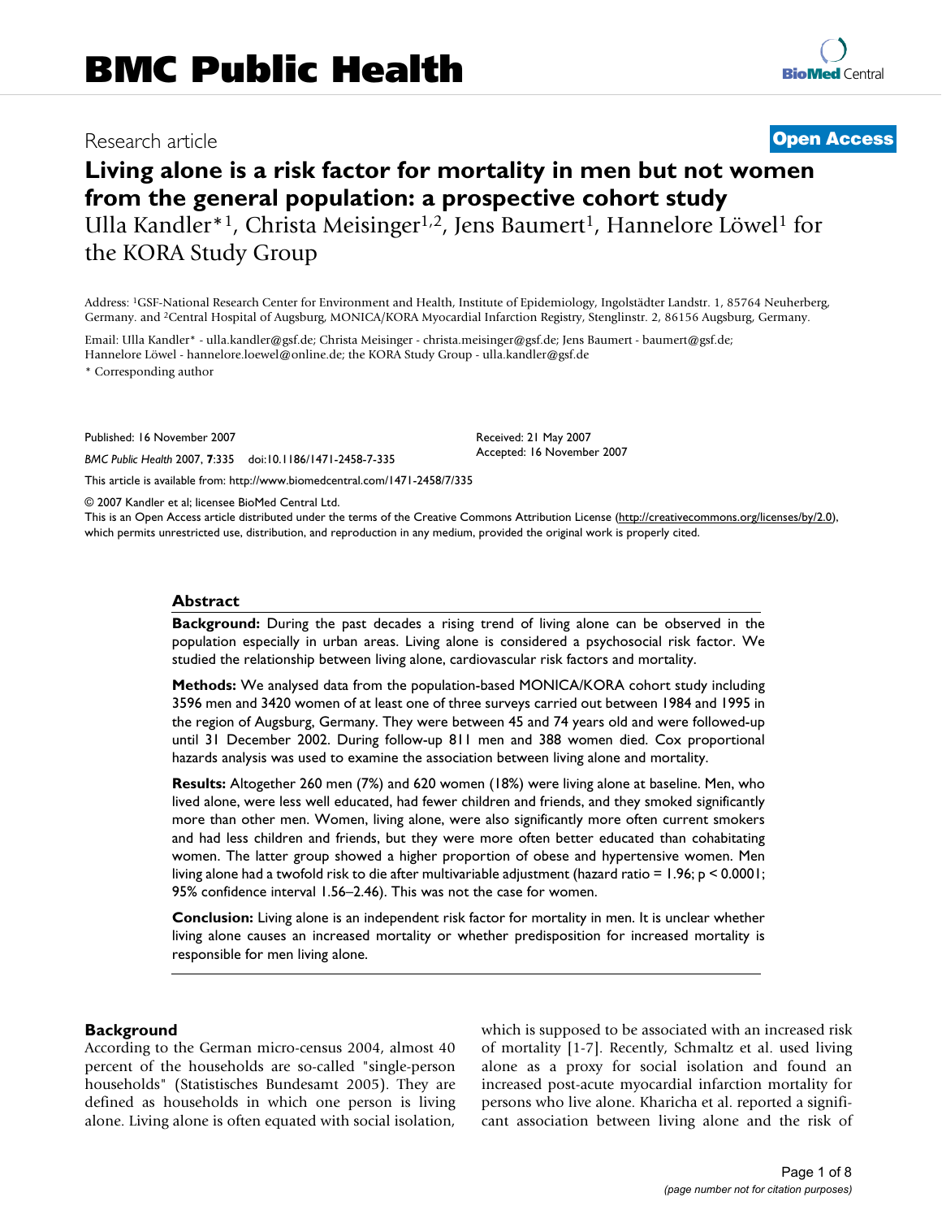BMC Public Health

Research article

**Open Access**

# Living alone is a risk factor for mortality in men but not women from the general population: a prospective cohort study

Ulla Kandler*[1], Christa Meisinger[1,2], Jens Baumert[1], Hannelore Löwel[1] for the KORA Study Group

Address: [1]GSF-National Research Center for Environment and Health, Institute of Epidemiology, Ingolstädter Landstr. 1, 85764 Neuherberg, Germany. and [2]Central Hospital of Augsburg, MONICA/KORA Myocardial Infarction Registry, Stenglinstr. 2, 86156 Augsburg, Germany.

Email: Ulla Kandler* - ulla.kandler@gsf.de; Christa Meisinger - christa.meisinger@gsf.de; Jens Baumert - baumert@gsf.de; Hannelore Löwel - hannelore.loewel@online.de; the KORA Study Group - ulla.kandler@gsf.de

\* Corresponding author

Published: 16 November 2007

*BMC Public Health* 2007, **7**:335 doi:10.1186/1471-2458-7-335

Received: 21 May 2007
Accepted: 16 November 2007

This article is available from: http://www.biomedcentral.com/1471-2458/7/335

© 2007 Kandler et al; licensee BioMed Central Ltd.
This is an Open Access article distributed under the terms of the Creative Commons Attribution License (http://creativecommons.org/licenses/by/2.0), which permits unrestricted use, distribution, and reproduction in any medium, provided the original work is properly cited.

## Abstract

**Background:** During the past decades a rising trend of living alone can be observed in the population especially in urban areas. Living alone is considered a psychosocial risk factor. We studied the relationship between living alone, cardiovascular risk factors and mortality.

**Methods:** We analysed data from the population-based MONICA/KORA cohort study including 3596 men and 3420 women of at least one of three surveys carried out between 1984 and 1995 in the region of Augsburg, Germany. They were between 45 and 74 years old and were followed-up until 31 December 2002. During follow-up 811 men and 388 women died. Cox proportional hazards analysis was used to examine the association between living alone and mortality.

**Results:** Altogether 260 men (7%) and 620 women (18%) were living alone at baseline. Men, who lived alone, were less well educated, had fewer children and friends, and they smoked significantly more than other men. Women, living alone, were also significantly more often current smokers and had less children and friends, but they were more often better educated than cohabitating women. The latter group showed a higher proportion of obese and hypertensive women. Men living alone had a twofold risk to die after multivariable adjustment (hazard ratio = 1.96; $p < 0.0001$; 95% confidence interval 1.56–2.46). This was not the case for women.

**Conclusion:** Living alone is an independent risk factor for mortality in men. It is unclear whether living alone causes an increased mortality or whether predisposition for increased mortality is responsible for men living alone.

## Background

According to the German micro-census 2004, almost 40 percent of the households are so-called "single-person households" (Statistisches Bundesamt 2005). They are defined as households in which one person is living alone. Living alone is often equated with social isolation, which is supposed to be associated with an increased risk of mortality [1-7]. Recently, Schmaltz et al. used living alone as a proxy for social isolation and found an increased post-acute myocardial infarction mortality for persons who live alone. Kharicha et al. reported a significant association between living alone and the risk of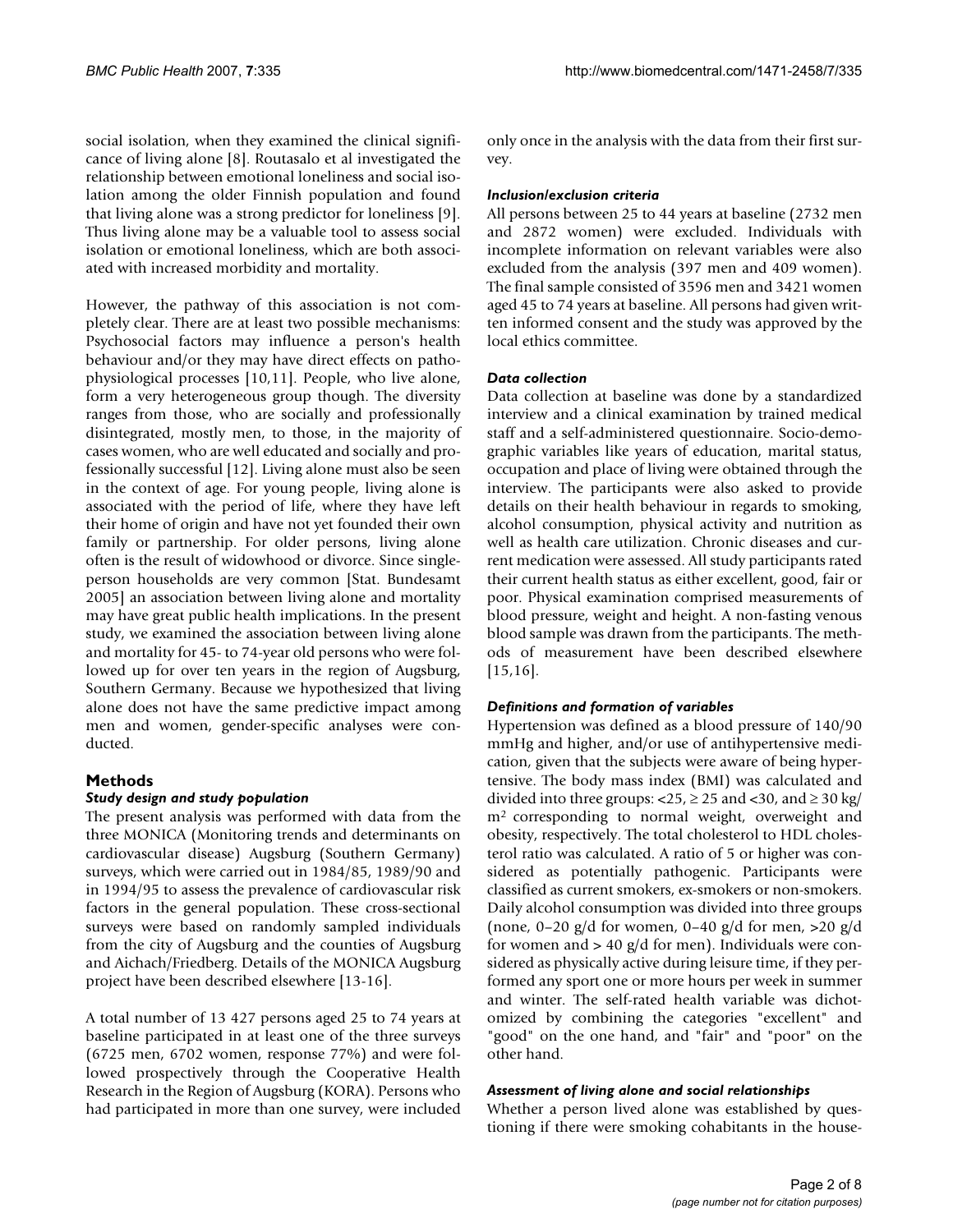social isolation, when they examined the clinical significance of living alone [8]. Routasalo et al investigated the relationship between emotional loneliness and social isolation among the older Finnish population and found that living alone was a strong predictor for loneliness [9]. Thus living alone may be a valuable tool to assess social isolation or emotional loneliness, which are both associated with increased morbidity and mortality.

However, the pathway of this association is not completely clear. There are at least two possible mechanisms: Psychosocial factors may influence a person's health behaviour and/or they may have direct effects on pathophysiological processes [10,11]. People, who live alone, form a very heterogeneous group though. The diversity ranges from those, who are socially and professionally disintegrated, mostly men, to those, in the majority of cases women, who are well educated and socially and professionally successful [12]. Living alone must also be seen in the context of age. For young people, living alone is associated with the period of life, where they have left their home of origin and have not yet founded their own family or partnership. For older persons, living alone often is the result of widowhood or divorce. Since single-person households are very common [Stat. Bundesamt 2005] an association between living alone and mortality may have great public health implications. In the present study, we examined the association between living alone and mortality for 45- to 74-year old persons who were followed up for over ten years in the region of Augsburg, Southern Germany. Because we hypothesized that living alone does not have the same predictive impact among men and women, gender-specific analyses were conducted.

## Methods

### *Study design and study population*

The present analysis was performed with data from the three MONICA (Monitoring trends and determinants on cardiovascular disease) Augsburg (Southern Germany) surveys, which were carried out in 1984/85, 1989/90 and in 1994/95 to assess the prevalence of cardiovascular risk factors in the general population. These cross-sectional surveys were based on randomly sampled individuals from the city of Augsburg and the counties of Augsburg and Aichach/Friedberg. Details of the MONICA Augsburg project have been described elsewhere [13-16].

A total number of 13 427 persons aged 25 to 74 years at baseline participated in at least one of the three surveys (6725 men, 6702 women, response 77%) and were followed prospectively through the Cooperative Health Research in the Region of Augsburg (KORA). Persons who had participated in more than one survey, were included only once in the analysis with the data from their first survey.

### *Inclusion/exclusion criteria*

All persons between 25 to 44 years at baseline (2732 men and 2872 women) were excluded. Individuals with incomplete information on relevant variables were also excluded from the analysis (397 men and 409 women). The final sample consisted of 3596 men and 3421 women aged 45 to 74 years at baseline. All persons had given written informed consent and the study was approved by the local ethics committee.

### *Data collection*

Data collection at baseline was done by a standardized interview and a clinical examination by trained medical staff and a self-administered questionnaire. Socio-demographic variables like years of education, marital status, occupation and place of living were obtained through the interview. The participants were also asked to provide details on their health behaviour in regards to smoking, alcohol consumption, physical activity and nutrition as well as health care utilization. Chronic diseases and current medication were assessed. All study participants rated their current health status as either excellent, good, fair or poor. Physical examination comprised measurements of blood pressure, weight and height. A non-fasting venous blood sample was drawn from the participants. The methods of measurement have been described elsewhere [15,16].

### *Definitions and formation of variables*

Hypertension was defined as a blood pressure of 140/90 mmHg and higher, and/or use of antihypertensive medication, given that the subjects were aware of being hypertensive. The body mass index (BMI) was calculated and divided into three groups: <25, ≥ 25 and <30, and ≥ 30 kg/$m^2$ corresponding to normal weight, overweight and obesity, respectively. The total cholesterol to HDL cholesterol ratio was calculated. A ratio of 5 or higher was considered as potentially pathogenic. Participants were classified as current smokers, ex-smokers or non-smokers. Daily alcohol consumption was divided into three groups (none, 0–20 g/d for women, 0–40 g/d for men, >20 g/d for women and > 40 g/d for men). Individuals were considered as physically active during leisure time, if they performed any sport one or more hours per week in summer and winter. The self-rated health variable was dichotomized by combining the categories "excellent" and "good" on the one hand, and "fair" and "poor" on the other hand.

### *Assessment of living alone and social relationships*

Whether a person lived alone was established by questioning if there were smoking cohabitants in the house-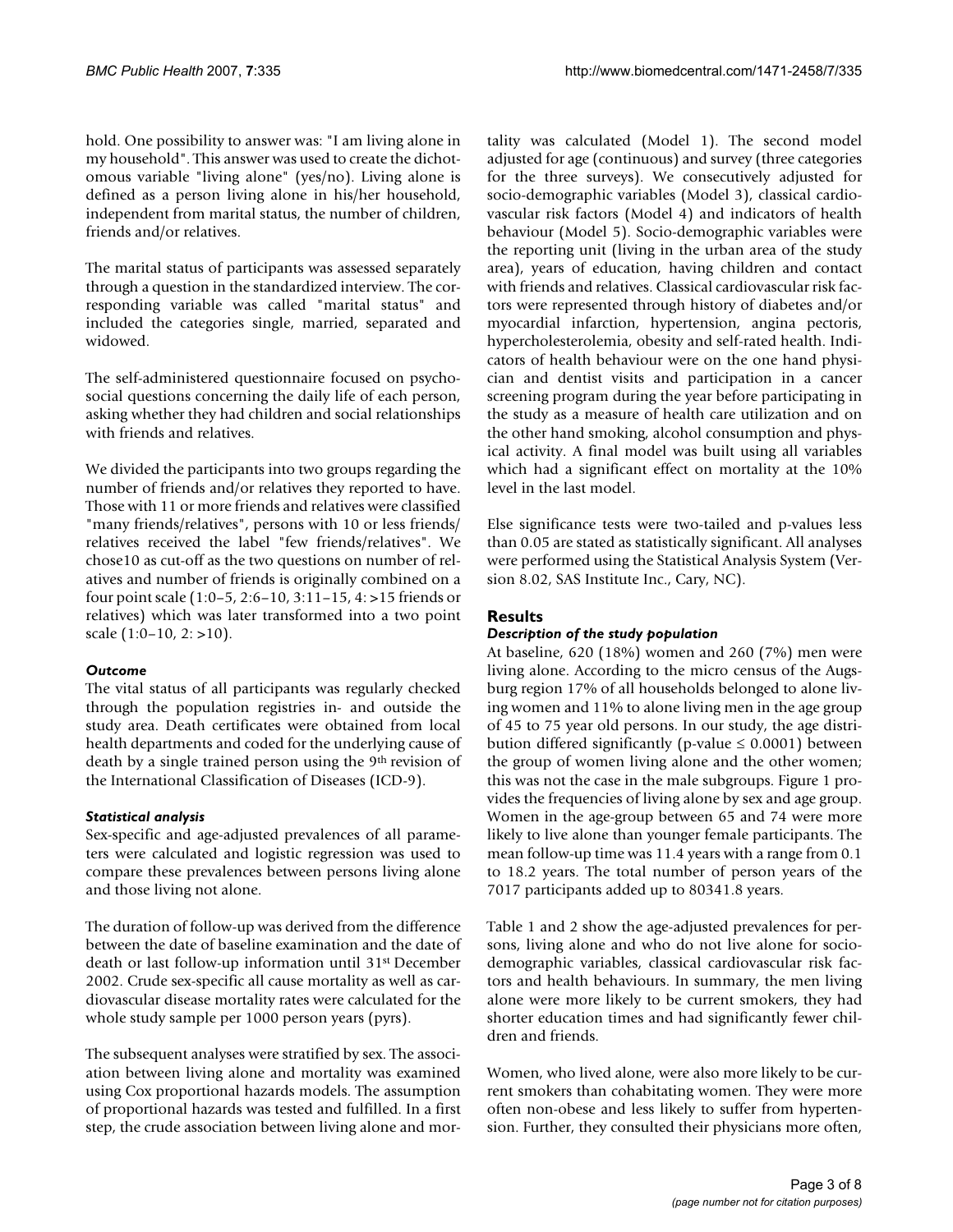hold. One possibility to answer was: "I am living alone in my household". This answer was used to create the dichotomous variable "living alone" (yes/no). Living alone is defined as a person living alone in his/her household, independent from marital status, the number of children, friends and/or relatives.

The marital status of participants was assessed separately through a question in the standardized interview. The corresponding variable was called "marital status" and included the categories single, married, separated and widowed.

The self-administered questionnaire focused on psychosocial questions concerning the daily life of each person, asking whether they had children and social relationships with friends and relatives.

We divided the participants into two groups regarding the number of friends and/or relatives they reported to have. Those with 11 or more friends and relatives were classified "many friends/relatives", persons with 10 or less friends/relatives received the label "few friends/relatives". We chose10 as cut-off as the two questions on number of relatives and number of friends is originally combined on a four point scale (1:0–5, 2:6–10, 3:11–15, 4: >15 friends or relatives) which was later transformed into a two point scale (1:0–10, 2: >10).

### *Outcome*

The vital status of all participants was regularly checked through the population registries in- and outside the study area. Death certificates were obtained from local health departments and coded for the underlying cause of death by a single trained person using the 9th revision of the International Classification of Diseases (ICD-9).

### *Statistical analysis*

Sex-specific and age-adjusted prevalences of all parameters were calculated and logistic regression was used to compare these prevalences between persons living alone and those living not alone.

The duration of follow-up was derived from the difference between the date of baseline examination and the date of death or last follow-up information until 31st December 2002. Crude sex-specific all cause mortality as well as cardiovascular disease mortality rates were calculated for the whole study sample per 1000 person years (pyrs).

The subsequent analyses were stratified by sex. The association between living alone and mortality was examined using Cox proportional hazards models. The assumption of proportional hazards was tested and fulfilled. In a first step, the crude association between living alone and mortality was calculated (Model 1). The second model adjusted for age (continuous) and survey (three categories for the three surveys). We consecutively adjusted for socio-demographic variables (Model 3), classical cardiovascular risk factors (Model 4) and indicators of health behaviour (Model 5). Socio-demographic variables were the reporting unit (living in the urban area of the study area), years of education, having children and contact with friends and relatives. Classical cardiovascular risk factors were represented through history of diabetes and/or myocardial infarction, hypertension, angina pectoris, hypercholesterolemia, obesity and self-rated health. Indicators of health behaviour were on the one hand physician and dentist visits and participation in a cancer screening program during the year before participating in the study as a measure of health care utilization and on the other hand smoking, alcohol consumption and physical activity. A final model was built using all variables which had a significant effect on mortality at the 10% level in the last model.

Else significance tests were two-tailed and p-values less than 0.05 are stated as statistically significant. All analyses were performed using the Statistical Analysis System (Version 8.02, SAS Institute Inc., Cary, NC).

## Results

### *Description of the study population*

At baseline, 620 (18%) women and 260 (7%) men were living alone. According to the micro census of the Augsburg region 17% of all households belonged to alone living women and 11% to alone living men in the age group of 45 to 75 year old persons. In our study, the age distribution differed significantly (p-value ≤ 0.0001) between the group of women living alone and the other women; this was not the case in the male subgroups. Figure 1 provides the frequencies of living alone by sex and age group. Women in the age-group between 65 and 74 were more likely to live alone than younger female participants. The mean follow-up time was 11.4 years with a range from 0.1 to 18.2 years. The total number of person years of the 7017 participants added up to 80341.8 years.

Table 1 and 2 show the age-adjusted prevalences for persons, living alone and who do not live alone for socio-demographic variables, classical cardiovascular risk factors and health behaviours. In summary, the men living alone were more likely to be current smokers, they had shorter education times and had significantly fewer children and friends.

Women, who lived alone, were also more likely to be current smokers than cohabitating women. They were more often non-obese and less likely to suffer from hypertension. Further, they consulted their physicians more often,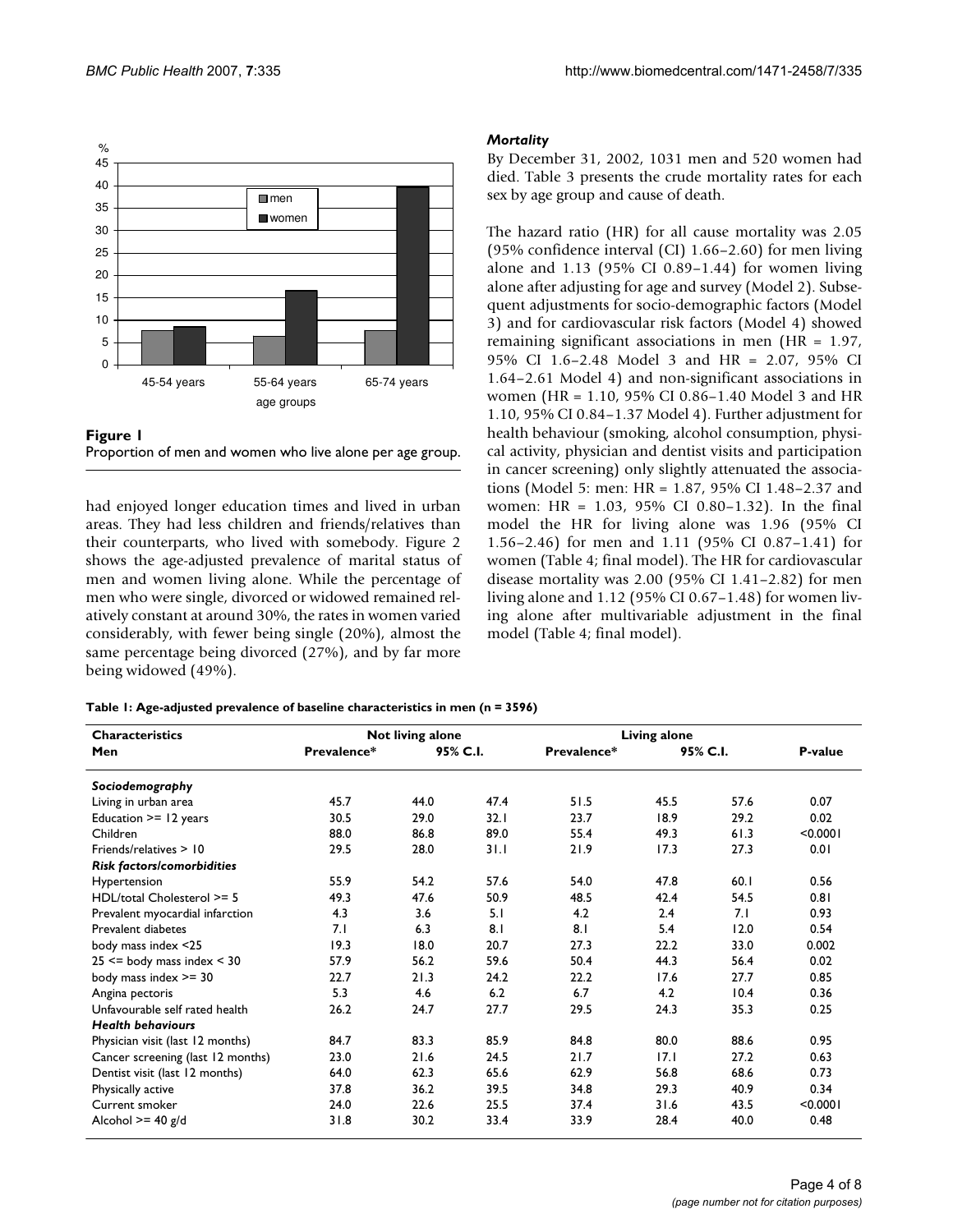**Figure 1**
Proportion of men and women who live alone per age group.

had enjoyed longer education times and lived in urban areas. They had less children and friends/relatives than their counterparts, who lived with somebody. Figure 2 shows the age-adjusted prevalence of marital status of men and women living alone. While the percentage of men who were single, divorced or widowed remained relatively constant at around 30%, the rates in women varied considerably, with fewer being single (20%), almost the same percentage being divorced (27%), and by far more being widowed (49%).

### *Mortality*

By December 31, 2002, 1031 men and 520 women had died. Table 3 presents the crude mortality rates for each sex by age group and cause of death.

The hazard ratio (HR) for all cause mortality was 2.05 (95% confidence interval (CI) 1.66–2.60) for men living alone and 1.13 (95% CI 0.89–1.44) for women living alone after adjusting for age and survey (Model 2). Subsequent adjustments for socio-demographic factors (Model 3) and for cardiovascular risk factors (Model 4) showed remaining significant associations in men (HR = 1.97, 95% CI 1.6–2.48 Model 3 and HR = 2.07, 95% CI 1.64–2.61 Model 4) and non-significant associations in women (HR = 1.10, 95% CI 0.86–1.40 Model 3 and HR 1.10, 95% CI 0.84–1.37 Model 4). Further adjustment for health behaviour (smoking, alcohol consumption, physical activity, physician and dentist visits and participation in cancer screening) only slightly attenuated the associations (Model 5: men: HR = 1.87, 95% CI 1.48–2.37 and women: HR = 1.03, 95% CI 0.80–1.32). In the final model the HR for living alone was 1.96 (95% CI 1.56–2.46) for men and 1.11 (95% CI 0.87–1.41) for women (Table 4; final model). The HR for cardiovascular disease mortality was 2.00 (95% CI 1.41–2.82) for men living alone and 1.12 (95% CI 0.67–1.48) for women living alone after multivariable adjustment in the final model (Table 4; final model).

**Table 1: Age-adjusted prevalence of baseline characteristics in men (n = 3596)**

| Characteristics | Not living alone | | | Living alone | | | |
|---|---|---|---|---|---|---|---|
| Men | Prevalence* | 95% C.I. | | Prevalence* | 95% C.I. | | P-value |
| ***Sociodemography*** | | | | | | | |
| Living in urban area | 45.7 | 44.0 | 47.4 | 51.5 | 45.5 | 57.6 | 0.07 |
| Education >= 12 years | 30.5 | 29.0 | 32.1 | 23.7 | 18.9 | 29.2 | 0.02 |
| Children | 88.0 | 86.8 | 89.0 | 55.4 | 49.3 | 61.3 | <0.0001 |
| Friends/relatives > 10 | 29.5 | 28.0 | 31.1 | 21.9 | 17.3 | 27.3 | 0.01 |
| ***Risk factors/comorbidities*** | | | | | | | |
| Hypertension | 55.9 | 54.2 | 57.6 | 54.0 | 47.8 | 60.1 | 0.56 |
| HDL/total Cholesterol >= 5 | 49.3 | 47.6 | 50.9 | 48.5 | 42.4 | 54.5 | 0.81 |
| Prevalent myocardial infarction | 4.3 | 3.6 | 5.1 | 4.2 | 2.4 | 7.1 | 0.93 |
| Prevalent diabetes | 7.1 | 6.3 | 8.1 | 8.1 | 5.4 | 12.0 | 0.54 |
| body mass index <25 | 19.3 | 18.0 | 20.7 | 27.3 | 22.2 | 33.0 | 0.002 |
| 25 <= body mass index < 30 | 57.9 | 56.2 | 59.6 | 50.4 | 44.3 | 56.4 | 0.02 |
| body mass index >= 30 | 22.7 | 21.3 | 24.2 | 22.2 | 17.6 | 27.7 | 0.85 |
| Angina pectoris | 5.3 | 4.6 | 6.2 | 6.7 | 4.2 | 10.4 | 0.36 |
| Unfavourable self rated health | 26.2 | 24.7 | 27.7 | 29.5 | 24.3 | 35.3 | 0.25 |
| ***Health behaviours*** | | | | | | | |
| Physician visit (last 12 months) | 84.7 | 83.3 | 85.9 | 84.8 | 80.0 | 88.6 | 0.95 |
| Cancer screening (last 12 months) | 23.0 | 21.6 | 24.5 | 21.7 | 17.1 | 27.2 | 0.63 |
| Dentist visit (last 12 months) | 64.0 | 62.3 | 65.6 | 62.9 | 56.8 | 68.6 | 0.73 |
| Physically active | 37.8 | 36.2 | 39.5 | 34.8 | 29.3 | 40.9 | 0.34 |
| Current smoker | 24.0 | 22.6 | 25.5 | 37.4 | 31.6 | 43.5 | <0.0001 |
| Alcohol >= 40 g/d | 31.8 | 30.2 | 33.4 | 33.9 | 28.4 | 40.0 | 0.48 |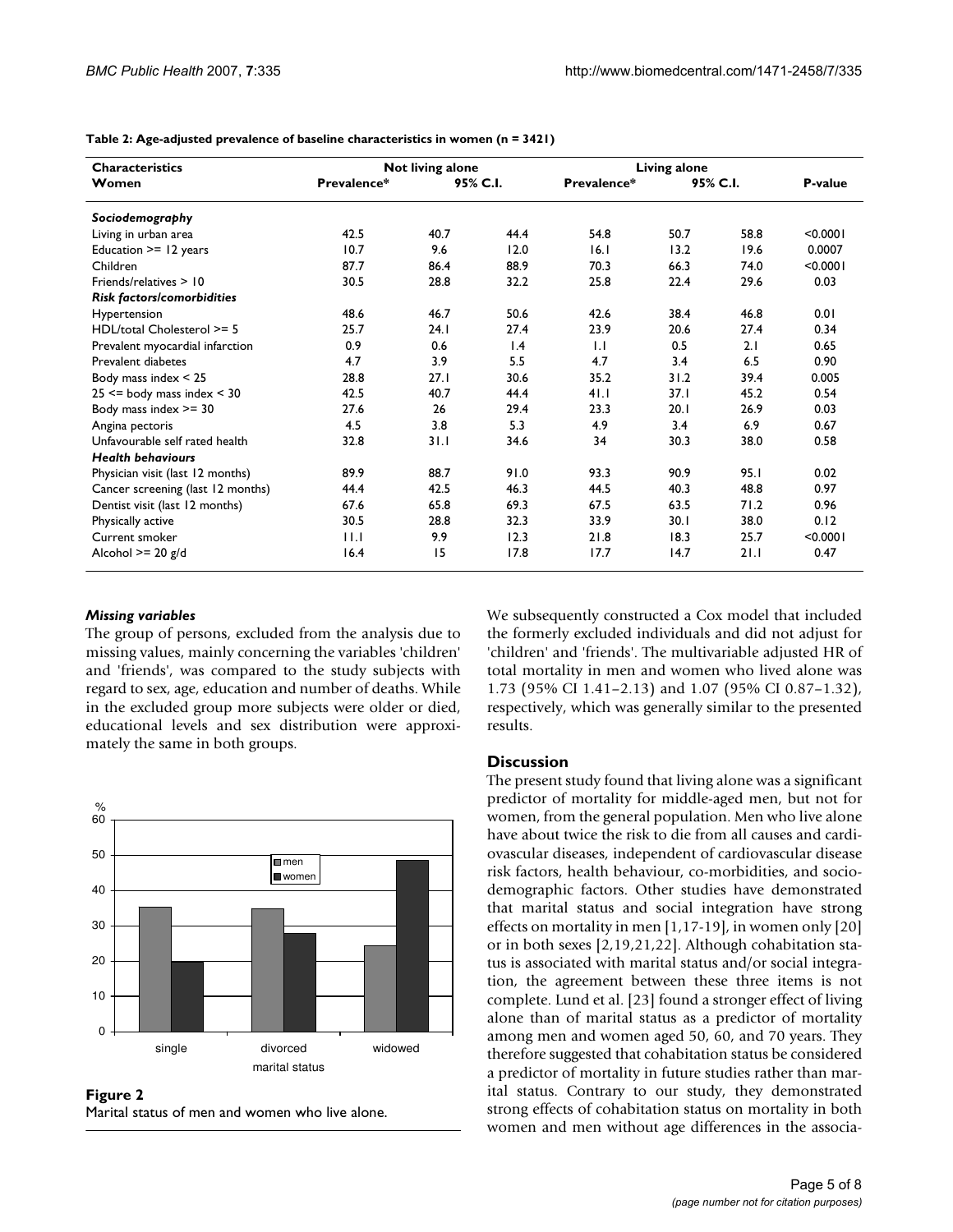**Table 2: Age-adjusted prevalence of baseline characteristics in women (n = 3421)**

| Characteristics | Not living alone | | | Living alone | | | |
|---|---|---|---|---|---|---|---|
| Women | Prevalence* | 95% C.I. | | Prevalence* | 95% C.I. | | P-value |
| ***Sociodemography*** | | | | | | | |
| Living in urban area | 42.5 | 40.7 | 44.4 | 54.8 | 50.7 | 58.8 | <0.0001 |
| Education >= 12 years | 10.7 | 9.6 | 12.0 | 16.1 | 13.2 | 19.6 | 0.0007 |
| Children | 87.7 | 86.4 | 88.9 | 70.3 | 66.3 | 74.0 | <0.0001 |
| Friends/relatives > 10 | 30.5 | 28.8 | 32.2 | 25.8 | 22.4 | 29.6 | 0.03 |
| ***Risk factors/comorbidities*** | | | | | | | |
| Hypertension | 48.6 | 46.7 | 50.6 | 42.6 | 38.4 | 46.8 | 0.01 |
| HDL/total Cholesterol >= 5 | 25.7 | 24.1 | 27.4 | 23.9 | 20.6 | 27.4 | 0.34 |
| Prevalent myocardial infarction | 0.9 | 0.6 | 1.4 | 1.1 | 0.5 | 2.1 | 0.65 |
| Prevalent diabetes | 4.7 | 3.9 | 5.5 | 4.7 | 3.4 | 6.5 | 0.90 |
| Body mass index < 25 | 28.8 | 27.1 | 30.6 | 35.2 | 31.2 | 39.4 | 0.005 |
| 25 <= body mass index < 30 | 42.5 | 40.7 | 44.4 | 41.1 | 37.1 | 45.2 | 0.54 |
| Body mass index >= 30 | 27.6 | 26 | 29.4 | 23.3 | 20.1 | 26.9 | 0.03 |
| Angina pectoris | 4.5 | 3.8 | 5.3 | 4.9 | 3.4 | 6.9 | 0.67 |
| Unfavourable self rated health | 32.8 | 31.1 | 34.6 | 34 | 30.3 | 38.0 | 0.58 |
| ***Health behaviours*** | | | | | | | |
| Physician visit (last 12 months) | 89.9 | 88.7 | 91.0 | 93.3 | 90.9 | 95.1 | 0.02 |
| Cancer screening (last 12 months) | 44.4 | 42.5 | 46.3 | 44.5 | 40.3 | 48.8 | 0.97 |
| Dentist visit (last 12 months) | 67.6 | 65.8 | 69.3 | 67.5 | 63.5 | 71.2 | 0.96 |
| Physically active | 30.5 | 28.8 | 32.3 | 33.9 | 30.1 | 38.0 | 0.12 |
| Current smoker | 11.1 | 9.9 | 12.3 | 21.8 | 18.3 | 25.7 | <0.0001 |
| Alcohol >= 20 g/d | 16.4 | 15 | 17.8 | 17.7 | 14.7 | 21.1 | 0.47 |

### *Missing variables*

The group of persons, excluded from the analysis due to missing values, mainly concerning the variables 'children' and 'friends', was compared to the study subjects with regard to sex, age, education and number of deaths. While in the excluded group more subjects were older or died, educational levels and sex distribution were approximately the same in both groups.

**Figure 2**
Marital status of men and women who live alone.

We subsequently constructed a Cox model that included the formerly excluded individuals and did not adjust for 'children' and 'friends'. The multivariable adjusted HR of total mortality in men and women who lived alone was 1.73 (95% CI 1.41–2.13) and 1.07 (95% CI 0.87–1.32), respectively, which was generally similar to the presented results.

## Discussion

The present study found that living alone was a significant predictor of mortality for middle-aged men, but not for women, from the general population. Men who live alone have about twice the risk to die from all causes and cardiovascular diseases, independent of cardiovascular disease risk factors, health behaviour, co-morbidities, and sociodemographic factors. Other studies have demonstrated that marital status and social integration have strong effects on mortality in men [1,17-19], in women only [20] or in both sexes [2,19,21,22]. Although cohabitation status is associated with marital status and/or social integration, the agreement between these three items is not complete. Lund et al. [23] found a stronger effect of living alone than of marital status as a predictor of mortality among men and women aged 50, 60, and 70 years. They therefore suggested that cohabitation status be considered a predictor of mortality in future studies rather than marital status. Contrary to our study, they demonstrated strong effects of cohabitation status on mortality in both women and men without age differences in the associa-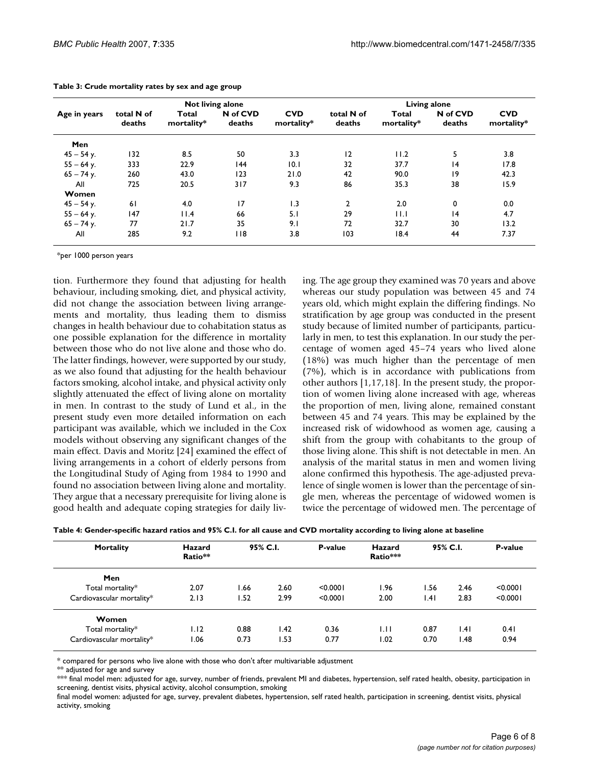**Table 3: Crude mortality rates by sex and age group**

| Age in years | Not living alone | | | | Living alone | | | |
|---|---|---|---|---|---|---|---|---|
| | total N of deaths | Total mortality* | N of CVD deaths | CVD mortality* | total N of deaths | Total mortality* | N of CVD deaths | CVD mortality* |
| **Men** | | | | | | | | |
| 45 – 54 y. | 132 | 8.5 | 50 | 3.3 | 12 | 11.2 | 5 | 3.8 |
| 55 – 64 y. | 333 | 22.9 | 144 | 10.1 | 32 | 37.7 | 14 | 17.8 |
| 65 – 74 y. | 260 | 43.0 | 123 | 21.0 | 42 | 90.0 | 19 | 42.3 |
| All | 725 | 20.5 | 317 | 9.3 | 86 | 35.3 | 38 | 15.9 |
| **Women** | | | | | | | | |
| 45 – 54 y. | 61 | 4.0 | 17 | 1.3 | 2 | 2.0 | 0 | 0.0 |
| 55 – 64 y. | 147 | 11.4 | 66 | 5.1 | 29 | 11.1 | 14 | 4.7 |
| 65 – 74 y. | 77 | 21.7 | 35 | 9.1 | 72 | 32.7 | 30 | 13.2 |
| All | 285 | 9.2 | 118 | 3.8 | 103 | 18.4 | 44 | 7.37 |

*per 1000 person years

tion. Furthermore they found that adjusting for health behaviour, including smoking, diet, and physical activity, did not change the association between living arrangements and mortality, thus leading them to dismiss changes in health behaviour due to cohabitation status as one possible explanation for the difference in mortality between those who do not live alone and those who do. The latter findings, however, were supported by our study, as we also found that adjusting for the health behaviour factors smoking, alcohol intake, and physical activity only slightly attenuated the effect of living alone on mortality in men. In contrast to the study of Lund et al., in the present study even more detailed information on each participant was available, which we included in the Cox models without observing any significant changes of the main effect. Davis and Moritz [24] examined the effect of living arrangements in a cohort of elderly persons from the Longitudinal Study of Aging from 1984 to 1990 and found no association between living alone and mortality. They argue that a necessary prerequisite for living alone is good health and adequate coping strategies for daily living. The age group they examined was 70 years and above whereas our study population was between 45 and 74 years old, which might explain the differing findings. No stratification by age group was conducted in the present study because of limited number of participants, particularly in men, to test this explanation. In our study the percentage of women aged 45–74 years who lived alone (18%) was much higher than the percentage of men (7%), which is in accordance with publications from other authors [1,17,18]. In the present study, the proportion of women living alone increased with age, whereas the proportion of men, living alone, remained constant between 45 and 74 years. This may be explained by the increased risk of widowhood as women age, causing a shift from the group with cohabitants to the group of those living alone. This shift is not detectable in men. An analysis of the marital status in men and women living alone confirmed this hypothesis. The age-adjusted prevalence of single women is lower than the percentage of single men, whereas the percentage of widowed women is twice the percentage of widowed men. The percentage of

**Table 4: Gender-specific hazard ratios and 95% C.I. for all cause and CVD mortality according to living alone at baseline**

| Mortality | Hazard Ratio** | 95% C.I. | | P-value | Hazard Ratio*** | 95% C.I. | | P-value |
|---|---|---|---|---|---|---|---|---|
| **Men** | | | | | | | | |
| Total mortality* | 2.07 | 1.66 | 2.60 | <0.0001 | 1.96 | 1.56 | 2.46 | <0.0001 |
| Cardiovascular mortality* | 2.13 | 1.52 | 2.99 | <0.0001 | 2.00 | 1.41 | 2.83 | <0.0001 |
| **Women** | | | | | | | | |
| Total mortality* | 1.12 | 0.88 | 1.42 | 0.36 | 1.11 | 0.87 | 1.41 | 0.41 |
| Cardiovascular mortality* | 1.06 | 0.73 | 1.53 | 0.77 | 1.02 | 0.70 | 1.48 | 0.94 |

* compared for persons who live alone with those who don't after multivariable adjustment

** adjusted for age and survey

*** final model men: adjusted for age, survey, number of friends, prevalent MI and diabetes, hypertension, self rated health, obesity, participation in screening, dentist visits, physical activity, alcohol consumption, smoking

final model women: adjusted for age, survey, prevalent diabetes, hypertension, self rated health, participation in screening, dentist visits, physical activity, smoking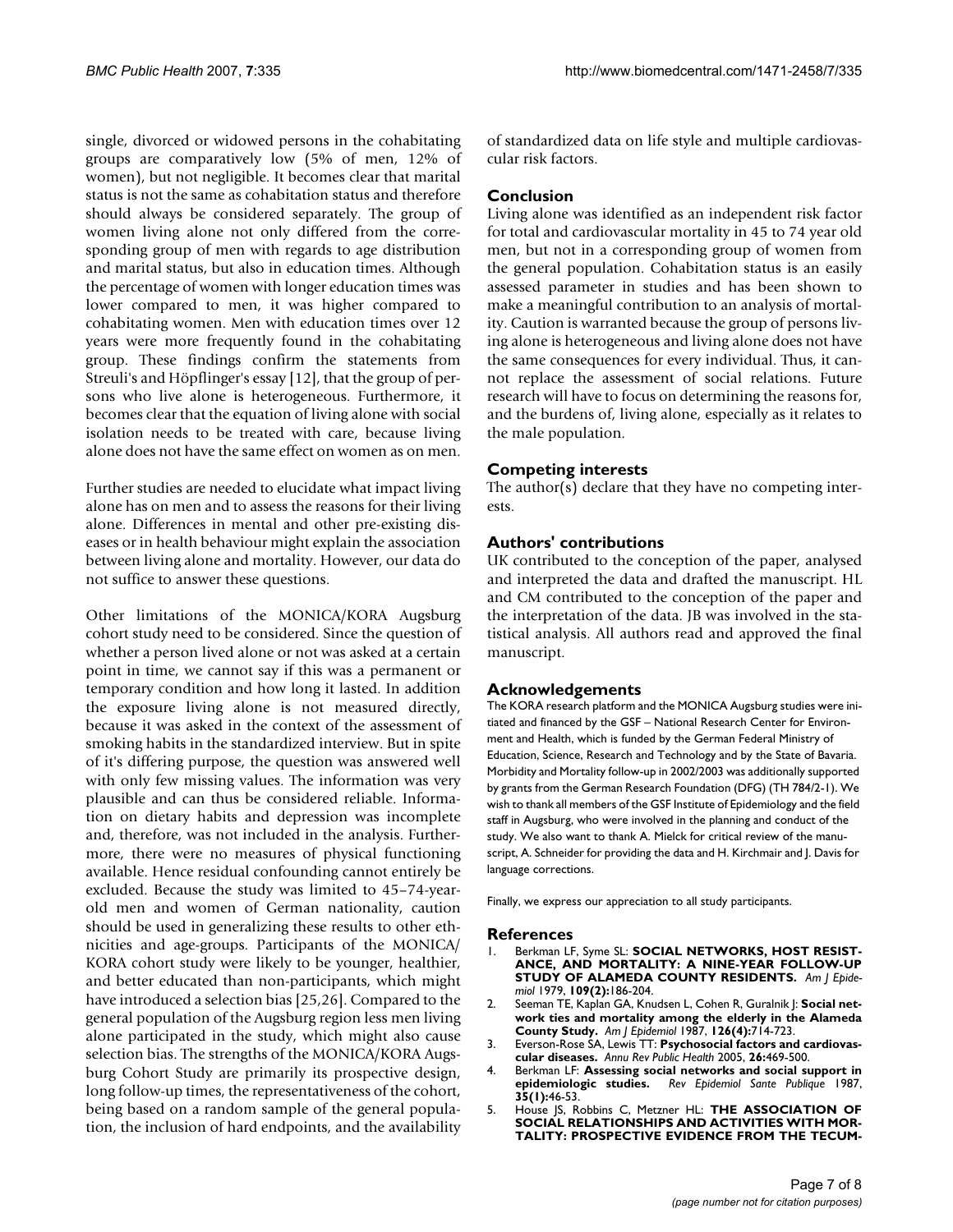single, divorced or widowed persons in the cohabitating groups are comparatively low (5% of men, 12% of women), but not negligible. It becomes clear that marital status is not the same as cohabitation status and therefore should always be considered separately. The group of women living alone not only differed from the corresponding group of men with regards to age distribution and marital status, but also in education times. Although the percentage of women with longer education times was lower compared to men, it was higher compared to cohabitating women. Men with education times over 12 years were more frequently found in the cohabitating group. These findings confirm the statements from Streuli's and Höpflinger's essay [12], that the group of persons who live alone is heterogeneous. Furthermore, it becomes clear that the equation of living alone with social isolation needs to be treated with care, because living alone does not have the same effect on women as on men.

Further studies are needed to elucidate what impact living alone has on men and to assess the reasons for their living alone. Differences in mental and other pre-existing diseases or in health behaviour might explain the association between living alone and mortality. However, our data do not suffice to answer these questions.

Other limitations of the MONICA/KORA Augsburg cohort study need to be considered. Since the question of whether a person lived alone or not was asked at a certain point in time, we cannot say if this was a permanent or temporary condition and how long it lasted. In addition the exposure living alone is not measured directly, because it was asked in the context of the assessment of smoking habits in the standardized interview. But in spite of it's differing purpose, the question was answered well with only few missing values. The information was very plausible and can thus be considered reliable. Information on dietary habits and depression was incomplete and, therefore, was not included in the analysis. Furthermore, there were no measures of physical functioning available. Hence residual confounding cannot entirely be excluded. Because the study was limited to 45–74-year-old men and women of German nationality, caution should be used in generalizing these results to other ethnicities and age-groups. Participants of the MONICA/KORA cohort study were likely to be younger, healthier, and better educated than non-participants, which might have introduced a selection bias [25,26]. Compared to the general population of the Augsburg region less men living alone participated in the study, which might also cause selection bias. The strengths of the MONICA/KORA Augsburg Cohort Study are primarily its prospective design, long follow-up times, the representativeness of the cohort, being based on a random sample of the general population, the inclusion of hard endpoints, and the availability of standardized data on life style and multiple cardiovascular risk factors.

## Conclusion

Living alone was identified as an independent risk factor for total and cardiovascular mortality in 45 to 74 year old men, but not in a corresponding group of women from the general population. Cohabitation status is an easily assessed parameter in studies and has been shown to make a meaningful contribution to an analysis of mortality. Caution is warranted because the group of persons living alone is heterogeneous and living alone does not have the same consequences for every individual. Thus, it cannot replace the assessment of social relations. Future research will have to focus on determining the reasons for, and the burdens of, living alone, especially as it relates to the male population.

## Competing interests

The author(s) declare that they have no competing interests.

## Authors' contributions

UK contributed to the conception of the paper, analysed and interpreted the data and drafted the manuscript. HL and CM contributed to the conception of the paper and the interpretation of the data. JB was involved in the statistical analysis. All authors read and approved the final manuscript.

## Acknowledgements

The KORA research platform and the MONICA Augsburg studies were initiated and financed by the GSF – National Research Center for Environment and Health, which is funded by the German Federal Ministry of Education, Science, Research and Technology and by the State of Bavaria. Morbidity and Mortality follow-up in 2002/2003 was additionally supported by grants from the German Research Foundation (DFG) (TH 784/2-1). We wish to thank all members of the GSF Institute of Epidemiology and the field staff in Augsburg, who were involved in the planning and conduct of the study. We also want to thank A. Mielck for critical review of the manuscript, A. Schneider for providing the data and H. Kirchmair and J. Davis for language corrections.

Finally, we express our appreciation to all study participants.

## References

1. Berkman LF, Syme SL: **SOCIAL NETWORKS, HOST RESISTANCE, AND MORTALITY: A NINE-YEAR FOLLOW-UP STUDY OF ALAMEDA COUNTY RESIDENTS.** *Am J Epidemiol* 1979, **109(2):**186-204.
2. Seeman TE, Kaplan GA, Knudsen L, Cohen R, Guralnik J: **Social network ties and mortality among the elderly in the Alameda County Study.** *Am J Epidemiol* 1987, **126(4):**714-723.
3. Everson-Rose SA, Lewis TT: **Psychosocial factors and cardiovascular diseases.** *Annu Rev Public Health* 2005, **26:**469-500.
4. Berkman LF: **Assessing social networks and social support in epidemiologic studies.** *Rev Epidemiol Sante Publique* 1987, **35(1):**46-53.
5. House JS, Robbins C, Metzner HL: **THE ASSOCIATION OF SOCIAL RELATIONSHIPS AND ACTIVITIES WITH MORTALITY: PROSPECTIVE EVIDENCE FROM THE TECUM-**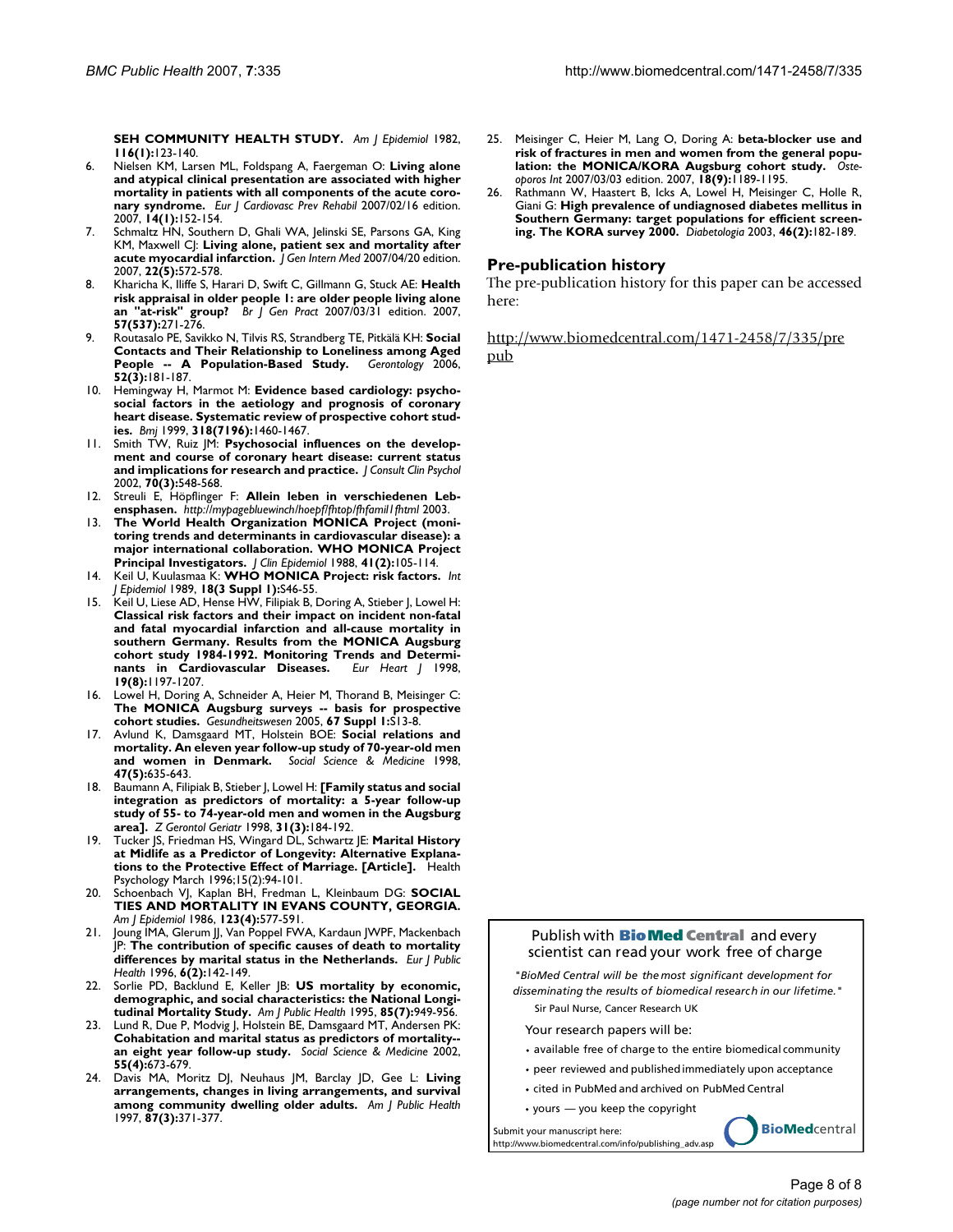**SEH COMMUNITY HEALTH STUDY.** *Am J Epidemiol* 1982, **116(1):**123-140.

6. Nielsen KM, Larsen ML, Foldspang A, Faergeman O: **Living alone and atypical clinical presentation are associated with higher mortality in patients with all components of the acute coronary syndrome.** *Eur J Cardiovasc Prev Rehabil* 2007/02/16 edition. 2007, **14(1):**152-154.
7. Schmaltz HN, Southern D, Ghali WA, Jelinski SE, Parsons GA, King KM, Maxwell CJ: **Living alone, patient sex and mortality after acute myocardial infarction.** *J Gen Intern Med* 2007/04/20 edition. 2007, **22(5):**572-578.
8. Kharicha K, Iliffe S, Harari D, Swift C, Gillmann G, Stuck AE: **Health risk appraisal in older people 1: are older people living alone an "at-risk" group?** *Br J Gen Pract* 2007/03/31 edition. 2007, **57(537):**271-276.
9. Routasalo PE, Savikko N, Tilvis RS, Strandberg TE, Pitkälä KH: **Social Contacts and Their Relationship to Loneliness among Aged People -- A Population-Based Study.** *Gerontology* 2006, **52(3):**181-187.
10. Hemingway H, Marmot M: **Evidence based cardiology: psychosocial factors in the aetiology and prognosis of coronary heart disease. Systematic review of prospective cohort studies.** *Bmj* 1999, **318(7196):**1460-1467.
11. Smith TW, Ruiz JM: **Psychosocial influences on the development and course of coronary heart disease: current status and implications for research and practice.** *J Consult Clin Psychol* 2002, **70(3):**548-568.
12. Streuli E, Höpflinger F: **Allein leben in verschiedenen Lebensphasen.** *http://mypagebluewinch/hoepf/fhtop/fhfamil1fhtml* 2003.
13. **The World Health Organization MONICA Project (monitoring trends and determinants in cardiovascular disease): a major international collaboration. WHO MONICA Project Principal Investigators.** *J Clin Epidemiol* 1988, **41(2):**105-114.
14. Keil U, Kuulasmaa K: **WHO MONICA Project: risk factors.** *Int J Epidemiol* 1989, **18(3 Suppl 1):**S46-55.
15. Keil U, Liese AD, Hense HW, Filipiak B, Doring A, Stieber J, Lowel H: **Classical risk factors and their impact on incident non-fatal and fatal myocardial infarction and all-cause mortality in southern Germany. Results from the MONICA Augsburg cohort study 1984-1992. Monitoring Trends and Determinants in Cardiovascular Diseases.** *Eur Heart J* 1998, **19(8):**1197-1207.
16. Lowel H, Doring A, Schneider A, Heier M, Thorand B, Meisinger C: **The MONICA Augsburg surveys -- basis for prospective cohort studies.** *Gesundheitswesen* 2005, **67 Suppl 1:**S13-8.
17. Avlund K, Damsgaard MT, Holstein BOE: **Social relations and mortality. An eleven year follow-up study of 70-year-old men and women in Denmark.** *Social Science & Medicine* 1998, **47(5):**635-643.
18. Baumann A, Filipiak B, Stieber J, Lowel H: **[Family status and social integration as predictors of mortality: a 5-year follow-up study of 55- to 74-year-old men and women in the Augsburg area].** *Z Gerontol Geriatr* 1998, **31(3):**184-192.
19. Tucker JS, Friedman HS, Wingard DL, Schwartz JE: **Marital History at Midlife as a Predictor of Longevity: Alternative Explanations to the Protective Effect of Marriage. [Article].** Health Psychology March 1996;15(2):94-101.
20. Schoenbach VJ, Kaplan BH, Fredman L, Kleinbaum DG: **SOCIAL TIES AND MORTALITY IN EVANS COUNTY, GEORGIA.** *Am J Epidemiol* 1986, **123(4):**577-591.
21. Joung IMA, Glerum JJ, Van Poppel FWA, Kardaun JWPF, Mackenbach JP: **The contribution of specific causes of death to mortality differences by marital status in the Netherlands.** *Eur J Public Health* 1996, **6(2):**142-149.
22. Sorlie PD, Backlund E, Keller JB: **US mortality by economic, demographic, and social characteristics: the National Longitudinal Mortality Study.** *Am J Public Health* 1995, **85(7):**949-956.
23. Lund R, Due P, Modvig J, Holstein BE, Damsgaard MT, Andersen PK: **Cohabitation and marital status as predictors of mortality--an eight year follow-up study.** *Social Science & Medicine* 2002, **55(4):**673-679.
24. Davis MA, Moritz DJ, Neuhaus JM, Barclay JD, Gee L: **Living arrangements, changes in living arrangements, and survival among community dwelling older adults.** *Am J Public Health* 1997, **87(3):**371-377.
25. Meisinger C, Heier M, Lang O, Doring A: **beta-blocker use and risk of fractures in men and women from the general population: the MONICA/KORA Augsburg cohort study.** *Osteoporos Int* 2007/03/03 edition. 2007, **18(9):**1189-1195.
26. Rathmann W, Haastert B, Icks A, Lowel H, Meisinger C, Holle R, Giani G: **High prevalence of undiagnosed diabetes mellitus in Southern Germany: target populations for efficient screening. The KORA survey 2000.** *Diabetologia* 2003, **46(2):**182-189.

## Pre-publication history

The pre-publication history for this paper can be accessed here:

http://www.biomedcentral.com/1471-2458/7/335/prepub

Publish with **BioMed Central** and every scientist can read your work free of charge

*"BioMed Central will be the most significant development for disseminating the results of biomedical research in our lifetime."*

Sir Paul Nurse, Cancer Research UK

Your research papers will be:

- available free of charge to the entire biomedical community
- peer reviewed and published immediately upon acceptance
- cited in PubMed and archived on PubMed Central
- yours — you keep the copyright

Submit your manuscript here:
http://www.biomedcentral.com/info/publishing_adv.asp

BioMedcentral